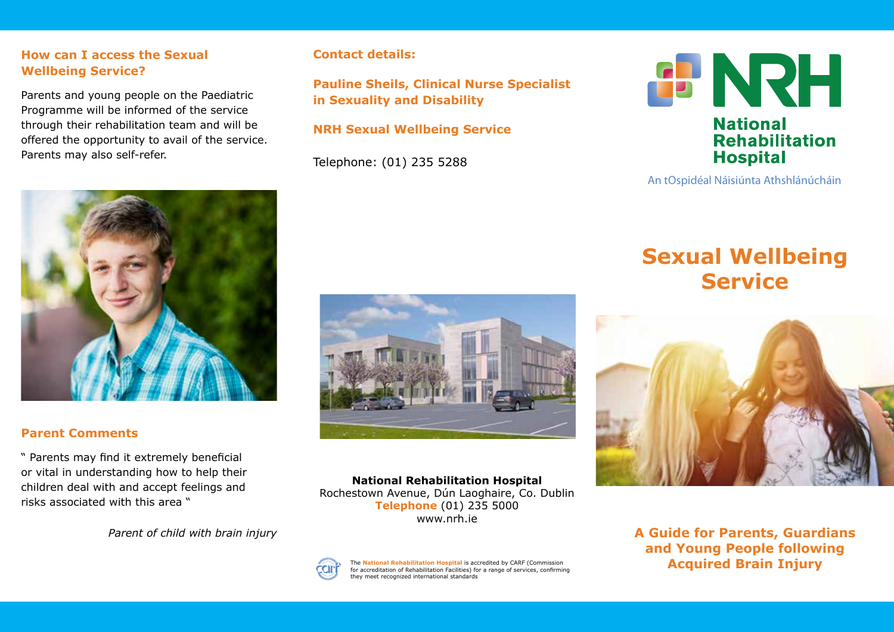## How can I access the Sexual Wellbeing Service?

Parents and young people on the Paediatric Programme will be informed of the service through their rehabilitation team and will be offered the opportunity to avail of the service. Parents may also self-refer.

## Parent Comments

" Parents may find it extremely beneficial or vital in understanding how to help their children deal with and accept feelings and risks associated with this area "

*Parent of child with brain injury*

## Contact details:

**Pauline Sheils, Clinical Nurse Specialist in Sexuality and Disability**

**NRH Sexual Wellbeing Service**

Telephone: (01) 235 5288

**National Rehabilitation Hospital**
Rochestown Avenue, Dún Laoghaire, Co. Dublin
**Telephone** (01) 235 5000
www.nrh.ie

The **National Rehabilitation Hospital** is accredited by CARF (Commission for accreditation of Rehabilitation Facilities) for a range of services, confirming they meet recognized international standards

NRH
National Rehabilitation Hospital
An tOspidéal Náisiúnta Athshlánúcháin

# Sexual Wellbeing Service

**A Guide for Parents, Guardians and Young People following Acquired Brain Injury**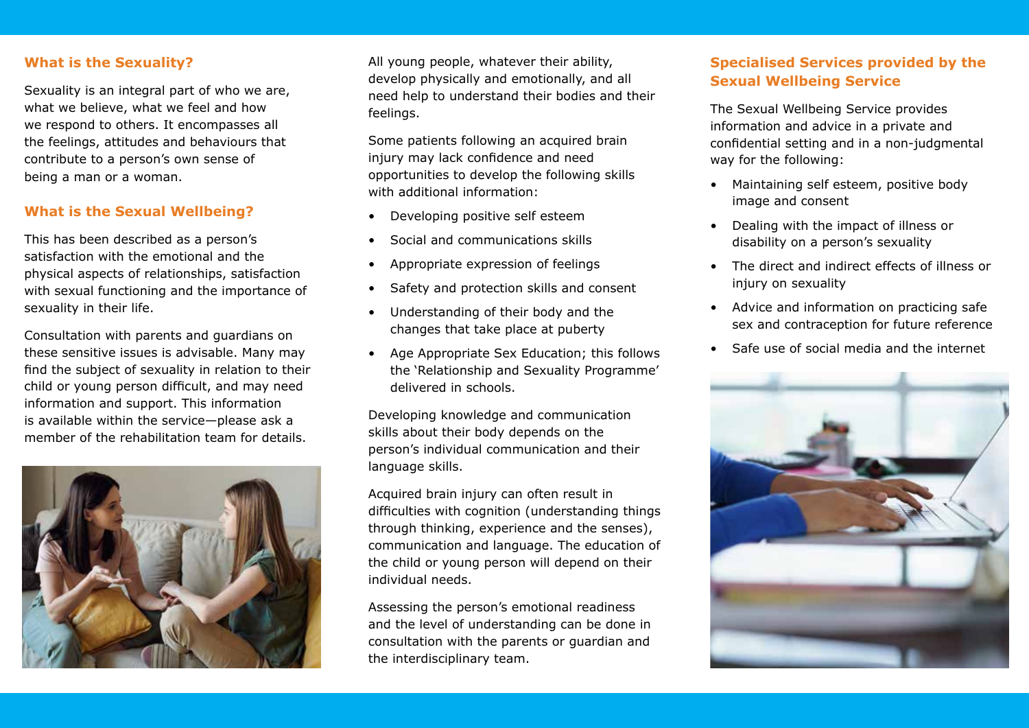## What is the Sexuality?

Sexuality is an integral part of who we are, what we believe, what we feel and how we respond to others. It encompasses all the feelings, attitudes and behaviours that contribute to a person's own sense of being a man or a woman.

## What is the Sexual Wellbeing?

This has been described as a person's satisfaction with the emotional and the physical aspects of relationships, satisfaction with sexual functioning and the importance of sexuality in their life.

Consultation with parents and guardians on these sensitive issues is advisable. Many may find the subject of sexuality in relation to their child or young person difficult, and may need information and support. This information is available within the service—please ask a member of the rehabilitation team for details.

All young people, whatever their ability, develop physically and emotionally, and all need help to understand their bodies and their feelings.

Some patients following an acquired brain injury may lack confidence and need opportunities to develop the following skills with additional information:

- Developing positive self esteem
- Social and communications skills
- Appropriate expression of feelings
- Safety and protection skills and consent
- Understanding of their body and the changes that take place at puberty
- Age Appropriate Sex Education; this follows the 'Relationship and Sexuality Programme' delivered in schools.

Developing knowledge and communication skills about their body depends on the person's individual communication and their language skills.

Acquired brain injury can often result in difficulties with cognition (understanding things through thinking, experience and the senses), communication and language. The education of the child or young person will depend on their individual needs.

Assessing the person's emotional readiness and the level of understanding can be done in consultation with the parents or guardian and the interdisciplinary team.

## Specialised Services provided by the Sexual Wellbeing Service

The Sexual Wellbeing Service provides information and advice in a private and confidential setting and in a non-judgmental way for the following:

- Maintaining self esteem, positive body image and consent
- Dealing with the impact of illness or disability on a person's sexuality
- The direct and indirect effects of illness or injury on sexuality
- Advice and information on practicing safe sex and contraception for future reference
- Safe use of social media and the internet